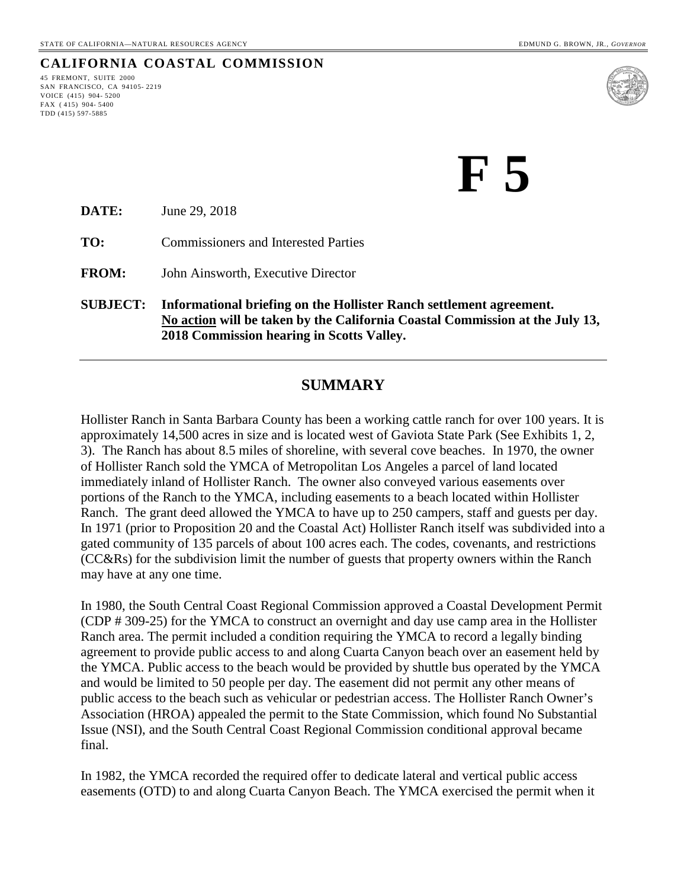STATE OF CALIFORNIA—NATURAL RESOURCES AGENCY EDMUND G. BROWN, JR., *GOVERNOR*

**CALIFORNIA COASTAL COMMISSION**

45 FREMONT, SUITE 2000
SAN FRANCISCO, CA 94105- 2219
VOICE (415) 904- 5200
FAX ( 415) 904- 5400
TDD (415) 597-5885

# F 5

**DATE:** June 29, 2018

**TO:** Commissioners and Interested Parties

**FROM:** John Ainsworth, Executive Director

**SUBJECT: Informational briefing on the Hollister Ranch settlement agreement. <u>No action</u> will be taken by the California Coastal Commission at the July 13, 2018 Commission hearing in Scotts Valley.**

---

## SUMMARY

Hollister Ranch in Santa Barbara County has been a working cattle ranch for over 100 years. It is approximately 14,500 acres in size and is located west of Gaviota State Park (See Exhibits 1, 2, 3). The Ranch has about 8.5 miles of shoreline, with several cove beaches. In 1970, the owner of Hollister Ranch sold the YMCA of Metropolitan Los Angeles a parcel of land located immediately inland of Hollister Ranch. The owner also conveyed various easements over portions of the Ranch to the YMCA, including easements to a beach located within Hollister Ranch. The grant deed allowed the YMCA to have up to 250 campers, staff and guests per day. In 1971 (prior to Proposition 20 and the Coastal Act) Hollister Ranch itself was subdivided into a gated community of 135 parcels of about 100 acres each. The codes, covenants, and restrictions (CC&Rs) for the subdivision limit the number of guests that property owners within the Ranch may have at any one time.

In 1980, the South Central Coast Regional Commission approved a Coastal Development Permit (CDP # 309-25) for the YMCA to construct an overnight and day use camp area in the Hollister Ranch area. The permit included a condition requiring the YMCA to record a legally binding agreement to provide public access to and along Cuarta Canyon beach over an easement held by the YMCA. Public access to the beach would be provided by shuttle bus operated by the YMCA and would be limited to 50 people per day. The easement did not permit any other means of public access to the beach such as vehicular or pedestrian access. The Hollister Ranch Owner's Association (HROA) appealed the permit to the State Commission, which found No Substantial Issue (NSI), and the South Central Coast Regional Commission conditional approval became final.

In 1982, the YMCA recorded the required offer to dedicate lateral and vertical public access easements (OTD) to and along Cuarta Canyon Beach. The YMCA exercised the permit when it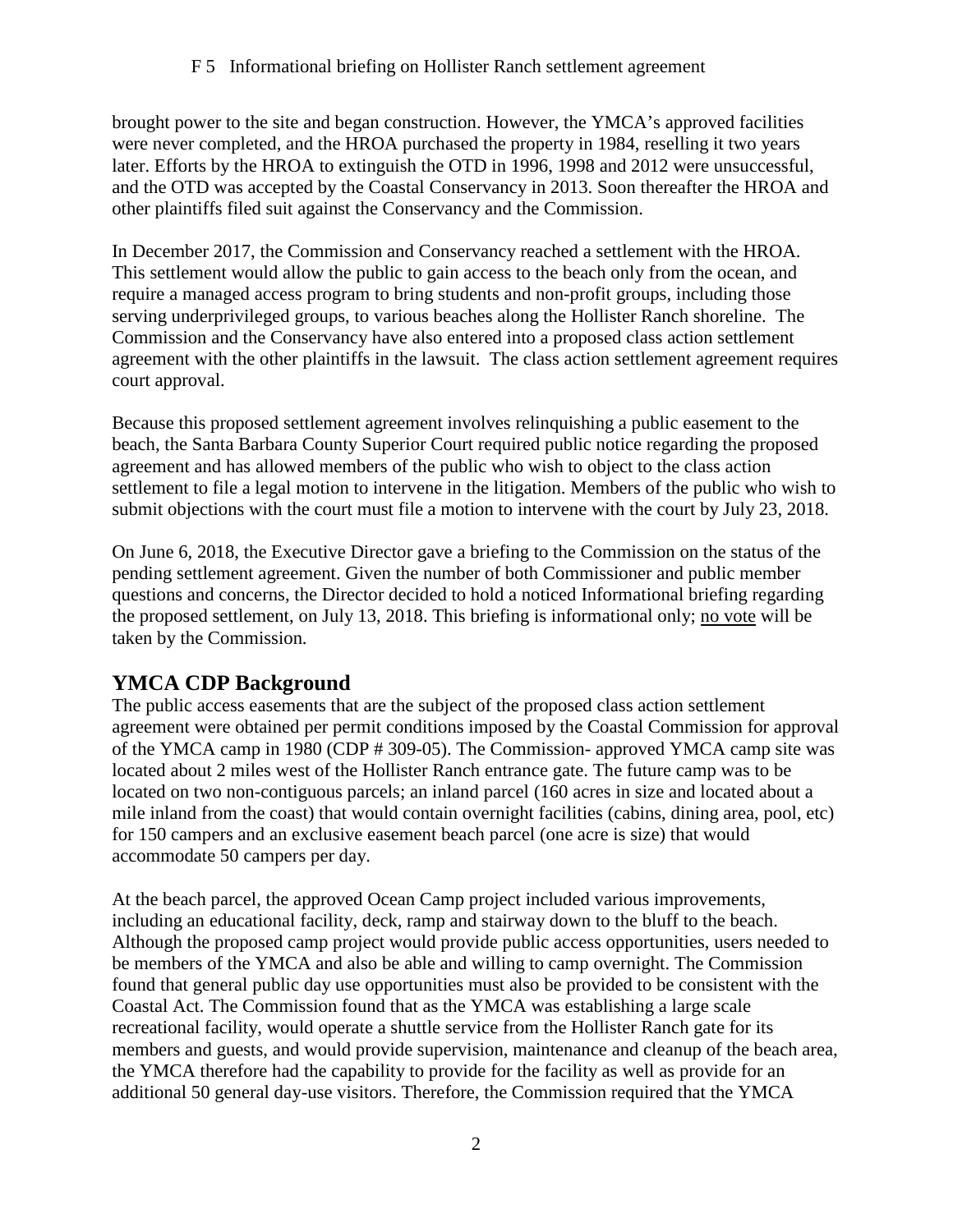brought power to the site and began construction. However, the YMCA's approved facilities were never completed, and the HROA purchased the property in 1984, reselling it two years later. Efforts by the HROA to extinguish the OTD in 1996, 1998 and 2012 were unsuccessful, and the OTD was accepted by the Coastal Conservancy in 2013. Soon thereafter the HROA and other plaintiffs filed suit against the Conservancy and the Commission.

In December 2017, the Commission and Conservancy reached a settlement with the HROA. This settlement would allow the public to gain access to the beach only from the ocean, and require a managed access program to bring students and non-profit groups, including those serving underprivileged groups, to various beaches along the Hollister Ranch shoreline. The Commission and the Conservancy have also entered into a proposed class action settlement agreement with the other plaintiffs in the lawsuit. The class action settlement agreement requires court approval.

Because this proposed settlement agreement involves relinquishing a public easement to the beach, the Santa Barbara County Superior Court required public notice regarding the proposed agreement and has allowed members of the public who wish to object to the class action settlement to file a legal motion to intervene in the litigation. Members of the public who wish to submit objections with the court must file a motion to intervene with the court by July 23, 2018.

On June 6, 2018, the Executive Director gave a briefing to the Commission on the status of the pending settlement agreement. Given the number of both Commissioner and public member questions and concerns, the Director decided to hold a noticed Informational briefing regarding the proposed settlement, on July 13, 2018. This briefing is informational only; no vote will be taken by the Commission.

## YMCA CDP Background

The public access easements that are the subject of the proposed class action settlement agreement were obtained per permit conditions imposed by the Coastal Commission for approval of the YMCA camp in 1980 (CDP # 309-05). The Commission- approved YMCA camp site was located about 2 miles west of the Hollister Ranch entrance gate. The future camp was to be located on two non-contiguous parcels; an inland parcel (160 acres in size and located about a mile inland from the coast) that would contain overnight facilities (cabins, dining area, pool, etc) for 150 campers and an exclusive easement beach parcel (one acre is size) that would accommodate 50 campers per day.

At the beach parcel, the approved Ocean Camp project included various improvements, including an educational facility, deck, ramp and stairway down to the bluff to the beach. Although the proposed camp project would provide public access opportunities, users needed to be members of the YMCA and also be able and willing to camp overnight. The Commission found that general public day use opportunities must also be provided to be consistent with the Coastal Act. The Commission found that as the YMCA was establishing a large scale recreational facility, would operate a shuttle service from the Hollister Ranch gate for its members and guests, and would provide supervision, maintenance and cleanup of the beach area, the YMCA therefore had the capability to provide for the facility as well as provide for an additional 50 general day-use visitors. Therefore, the Commission required that the YMCA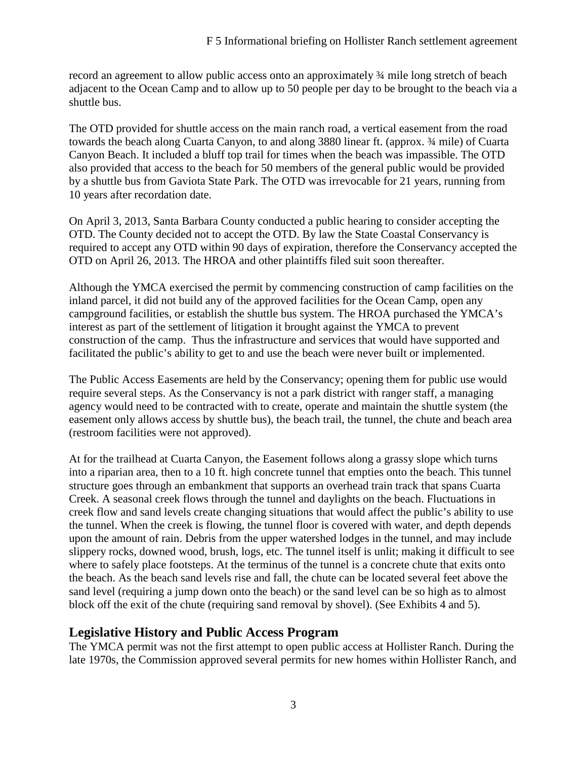record an agreement to allow public access onto an approximately ¾ mile long stretch of beach adjacent to the Ocean Camp and to allow up to 50 people per day to be brought to the beach via a shuttle bus.

The OTD provided for shuttle access on the main ranch road, a vertical easement from the road towards the beach along Cuarta Canyon, to and along 3880 linear ft. (approx. ¾ mile) of Cuarta Canyon Beach. It included a bluff top trail for times when the beach was impassible. The OTD also provided that access to the beach for 50 members of the general public would be provided by a shuttle bus from Gaviota State Park. The OTD was irrevocable for 21 years, running from 10 years after recordation date.

On April 3, 2013, Santa Barbara County conducted a public hearing to consider accepting the OTD. The County decided not to accept the OTD. By law the State Coastal Conservancy is required to accept any OTD within 90 days of expiration, therefore the Conservancy accepted the OTD on April 26, 2013. The HROA and other plaintiffs filed suit soon thereafter.

Although the YMCA exercised the permit by commencing construction of camp facilities on the inland parcel, it did not build any of the approved facilities for the Ocean Camp, open any campground facilities, or establish the shuttle bus system. The HROA purchased the YMCA's interest as part of the settlement of litigation it brought against the YMCA to prevent construction of the camp. Thus the infrastructure and services that would have supported and facilitated the public's ability to get to and use the beach were never built or implemented.

The Public Access Easements are held by the Conservancy; opening them for public use would require several steps. As the Conservancy is not a park district with ranger staff, a managing agency would need to be contracted with to create, operate and maintain the shuttle system (the easement only allows access by shuttle bus), the beach trail, the tunnel, the chute and beach area (restroom facilities were not approved).

At for the trailhead at Cuarta Canyon, the Easement follows along a grassy slope which turns into a riparian area, then to a 10 ft. high concrete tunnel that empties onto the beach. This tunnel structure goes through an embankment that supports an overhead train track that spans Cuarta Creek. A seasonal creek flows through the tunnel and daylights on the beach. Fluctuations in creek flow and sand levels create changing situations that would affect the public's ability to use the tunnel. When the creek is flowing, the tunnel floor is covered with water, and depth depends upon the amount of rain. Debris from the upper watershed lodges in the tunnel, and may include slippery rocks, downed wood, brush, logs, etc. The tunnel itself is unlit; making it difficult to see where to safely place footsteps. At the terminus of the tunnel is a concrete chute that exits onto the beach. As the beach sand levels rise and fall, the chute can be located several feet above the sand level (requiring a jump down onto the beach) or the sand level can be so high as to almost block off the exit of the chute (requiring sand removal by shovel). (See Exhibits 4 and 5).

## Legislative History and Public Access Program

The YMCA permit was not the first attempt to open public access at Hollister Ranch. During the late 1970s, the Commission approved several permits for new homes within Hollister Ranch, and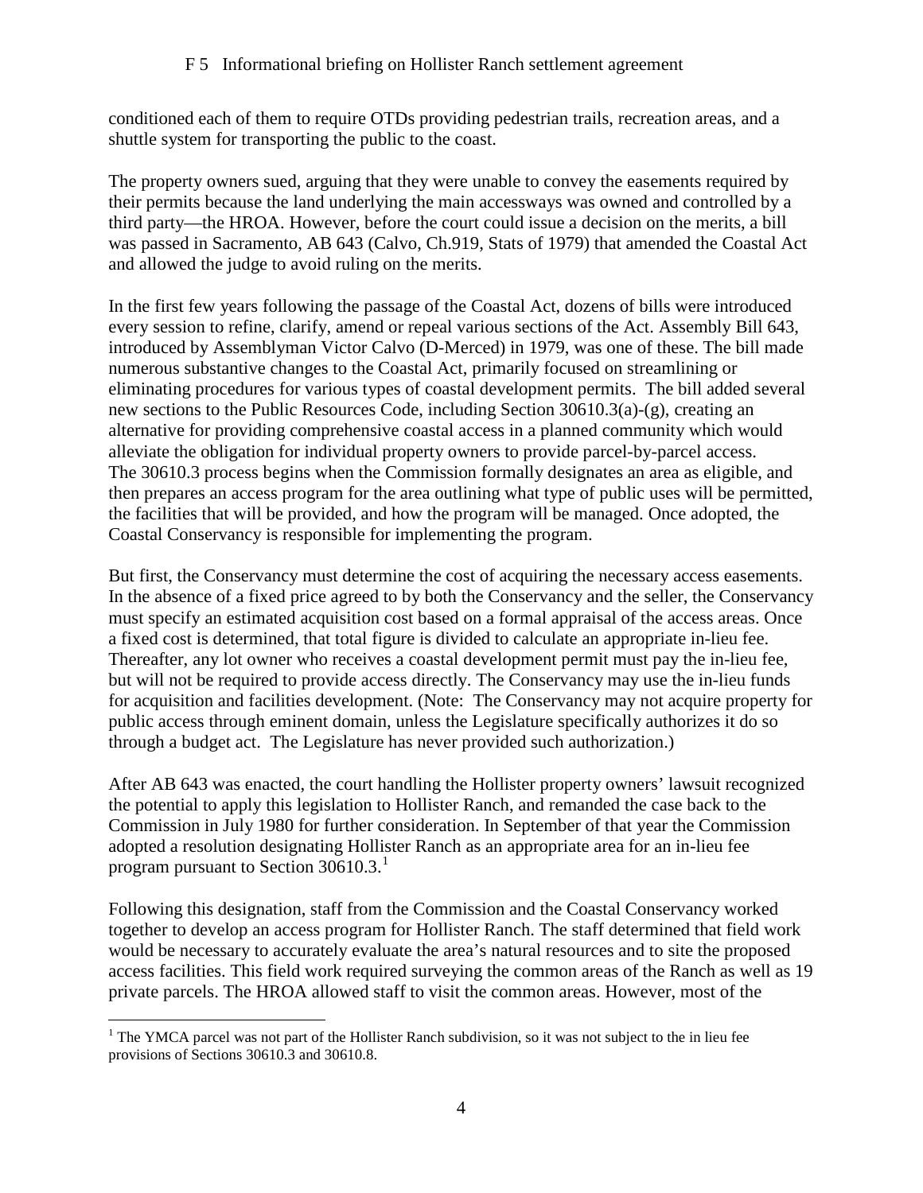conditioned each of them to require OTDs providing pedestrian trails, recreation areas, and a shuttle system for transporting the public to the coast.

The property owners sued, arguing that they were unable to convey the easements required by their permits because the land underlying the main accessways was owned and controlled by a third party—the HROA. However, before the court could issue a decision on the merits, a bill was passed in Sacramento, AB 643 (Calvo, Ch.919, Stats of 1979) that amended the Coastal Act and allowed the judge to avoid ruling on the merits.

In the first few years following the passage of the Coastal Act, dozens of bills were introduced every session to refine, clarify, amend or repeal various sections of the Act. Assembly Bill 643, introduced by Assemblyman Victor Calvo (D-Merced) in 1979, was one of these. The bill made numerous substantive changes to the Coastal Act, primarily focused on streamlining or eliminating procedures for various types of coastal development permits. The bill added several new sections to the Public Resources Code, including Section 30610.3(a)-(g), creating an alternative for providing comprehensive coastal access in a planned community which would alleviate the obligation for individual property owners to provide parcel-by-parcel access. The 30610.3 process begins when the Commission formally designates an area as eligible, and then prepares an access program for the area outlining what type of public uses will be permitted, the facilities that will be provided, and how the program will be managed. Once adopted, the Coastal Conservancy is responsible for implementing the program.

But first, the Conservancy must determine the cost of acquiring the necessary access easements. In the absence of a fixed price agreed to by both the Conservancy and the seller, the Conservancy must specify an estimated acquisition cost based on a formal appraisal of the access areas. Once a fixed cost is determined, that total figure is divided to calculate an appropriate in-lieu fee. Thereafter, any lot owner who receives a coastal development permit must pay the in-lieu fee, but will not be required to provide access directly. The Conservancy may use the in-lieu funds for acquisition and facilities development. (Note: The Conservancy may not acquire property for public access through eminent domain, unless the Legislature specifically authorizes it do so through a budget act. The Legislature has never provided such authorization.)

After AB 643 was enacted, the court handling the Hollister property owners' lawsuit recognized the potential to apply this legislation to Hollister Ranch, and remanded the case back to the Commission in July 1980 for further consideration. In September of that year the Commission adopted a resolution designating Hollister Ranch as an appropriate area for an in-lieu fee program pursuant to Section 30610.3.[1]

Following this designation, staff from the Commission and the Coastal Conservancy worked together to develop an access program for Hollister Ranch. The staff determined that field work would be necessary to accurately evaluate the area's natural resources and to site the proposed access facilities. This field work required surveying the common areas of the Ranch as well as 19 private parcels. The HROA allowed staff to visit the common areas. However, most of the

[1] The YMCA parcel was not part of the Hollister Ranch subdivision, so it was not subject to the in lieu fee provisions of Sections 30610.3 and 30610.8.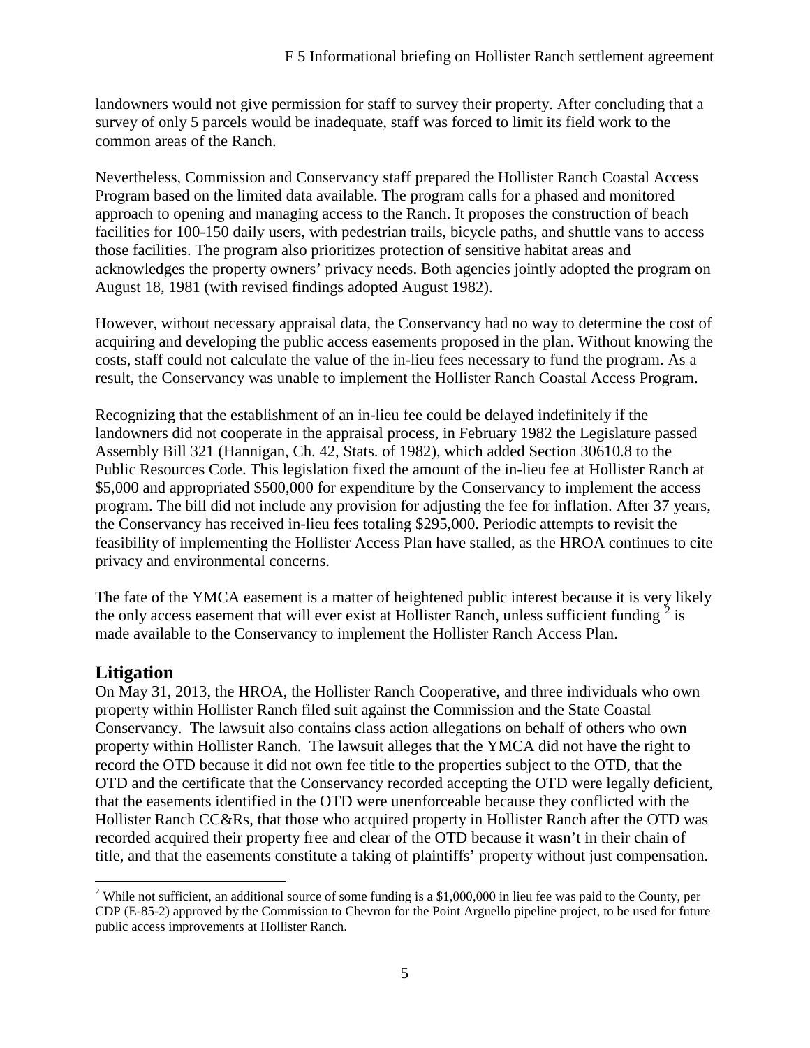landowners would not give permission for staff to survey their property. After concluding that a survey of only 5 parcels would be inadequate, staff was forced to limit its field work to the common areas of the Ranch.

Nevertheless, Commission and Conservancy staff prepared the Hollister Ranch Coastal Access Program based on the limited data available. The program calls for a phased and monitored approach to opening and managing access to the Ranch. It proposes the construction of beach facilities for 100-150 daily users, with pedestrian trails, bicycle paths, and shuttle vans to access those facilities. The program also prioritizes protection of sensitive habitat areas and acknowledges the property owners' privacy needs. Both agencies jointly adopted the program on August 18, 1981 (with revised findings adopted August 1982).

However, without necessary appraisal data, the Conservancy had no way to determine the cost of acquiring and developing the public access easements proposed in the plan. Without knowing the costs, staff could not calculate the value of the in-lieu fees necessary to fund the program. As a result, the Conservancy was unable to implement the Hollister Ranch Coastal Access Program.

Recognizing that the establishment of an in-lieu fee could be delayed indefinitely if the landowners did not cooperate in the appraisal process, in February 1982 the Legislature passed Assembly Bill 321 (Hannigan, Ch. 42, Stats. of 1982), which added Section 30610.8 to the Public Resources Code. This legislation fixed the amount of the in-lieu fee at Hollister Ranch at $5,000 and appropriated $500,000 for expenditure by the Conservancy to implement the access program. The bill did not include any provision for adjusting the fee for inflation. After 37 years, the Conservancy has received in-lieu fees totaling $295,000. Periodic attempts to revisit the feasibility of implementing the Hollister Access Plan have stalled, as the HROA continues to cite privacy and environmental concerns.

The fate of the YMCA easement is a matter of heightened public interest because it is very likely the only access easement that will ever exist at Hollister Ranch, unless sufficient funding [2] is made available to the Conservancy to implement the Hollister Ranch Access Plan.

## Litigation

On May 31, 2013, the HROA, the Hollister Ranch Cooperative, and three individuals who own property within Hollister Ranch filed suit against the Commission and the State Coastal Conservancy. The lawsuit also contains class action allegations on behalf of others who own property within Hollister Ranch. The lawsuit alleges that the YMCA did not have the right to record the OTD because it did not own fee title to the properties subject to the OTD, that the OTD and the certificate that the Conservancy recorded accepting the OTD were legally deficient, that the easements identified in the OTD were unenforceable because they conflicted with the Hollister Ranch CC&Rs, that those who acquired property in Hollister Ranch after the OTD was recorded acquired their property free and clear of the OTD because it wasn't in their chain of title, and that the easements constitute a taking of plaintiffs' property without just compensation.

[2] While not sufficient, an additional source of some funding is a $1,000,000 in lieu fee was paid to the County, per CDP (E-85-2) approved by the Commission to Chevron for the Point Arguello pipeline project, to be used for future public access improvements at Hollister Ranch.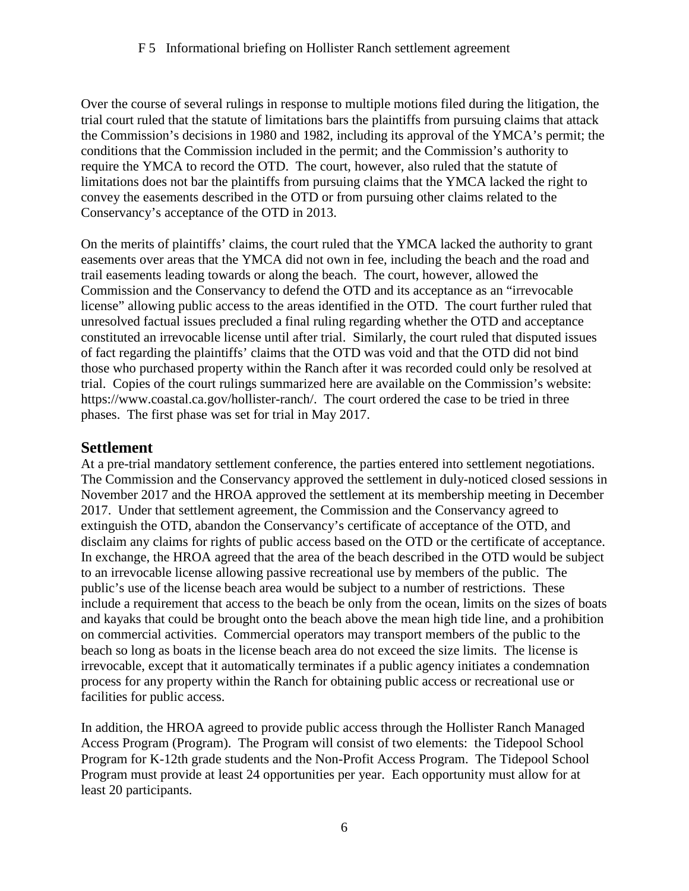Over the course of several rulings in response to multiple motions filed during the litigation, the trial court ruled that the statute of limitations bars the plaintiffs from pursuing claims that attack the Commission's decisions in 1980 and 1982, including its approval of the YMCA's permit; the conditions that the Commission included in the permit; and the Commission's authority to require the YMCA to record the OTD. The court, however, also ruled that the statute of limitations does not bar the plaintiffs from pursuing claims that the YMCA lacked the right to convey the easements described in the OTD or from pursuing other claims related to the Conservancy's acceptance of the OTD in 2013.

On the merits of plaintiffs' claims, the court ruled that the YMCA lacked the authority to grant easements over areas that the YMCA did not own in fee, including the beach and the road and trail easements leading towards or along the beach. The court, however, allowed the Commission and the Conservancy to defend the OTD and its acceptance as an "irrevocable license" allowing public access to the areas identified in the OTD. The court further ruled that unresolved factual issues precluded a final ruling regarding whether the OTD and acceptance constituted an irrevocable license until after trial. Similarly, the court ruled that disputed issues of fact regarding the plaintiffs' claims that the OTD was void and that the OTD did not bind those who purchased property within the Ranch after it was recorded could only be resolved at trial. Copies of the court rulings summarized here are available on the Commission's website: https://www.coastal.ca.gov/hollister-ranch/. The court ordered the case to be tried in three phases. The first phase was set for trial in May 2017.

## Settlement

At a pre-trial mandatory settlement conference, the parties entered into settlement negotiations. The Commission and the Conservancy approved the settlement in duly-noticed closed sessions in November 2017 and the HROA approved the settlement at its membership meeting in December 2017. Under that settlement agreement, the Commission and the Conservancy agreed to extinguish the OTD, abandon the Conservancy's certificate of acceptance of the OTD, and disclaim any claims for rights of public access based on the OTD or the certificate of acceptance. In exchange, the HROA agreed that the area of the beach described in the OTD would be subject to an irrevocable license allowing passive recreational use by members of the public. The public's use of the license beach area would be subject to a number of restrictions. These include a requirement that access to the beach be only from the ocean, limits on the sizes of boats and kayaks that could be brought onto the beach above the mean high tide line, and a prohibition on commercial activities. Commercial operators may transport members of the public to the beach so long as boats in the license beach area do not exceed the size limits. The license is irrevocable, except that it automatically terminates if a public agency initiates a condemnation process for any property within the Ranch for obtaining public access or recreational use or facilities for public access.

In addition, the HROA agreed to provide public access through the Hollister Ranch Managed Access Program (Program). The Program will consist of two elements: the Tidepool School Program for K-12th grade students and the Non-Profit Access Program. The Tidepool School Program must provide at least 24 opportunities per year. Each opportunity must allow for at least 20 participants.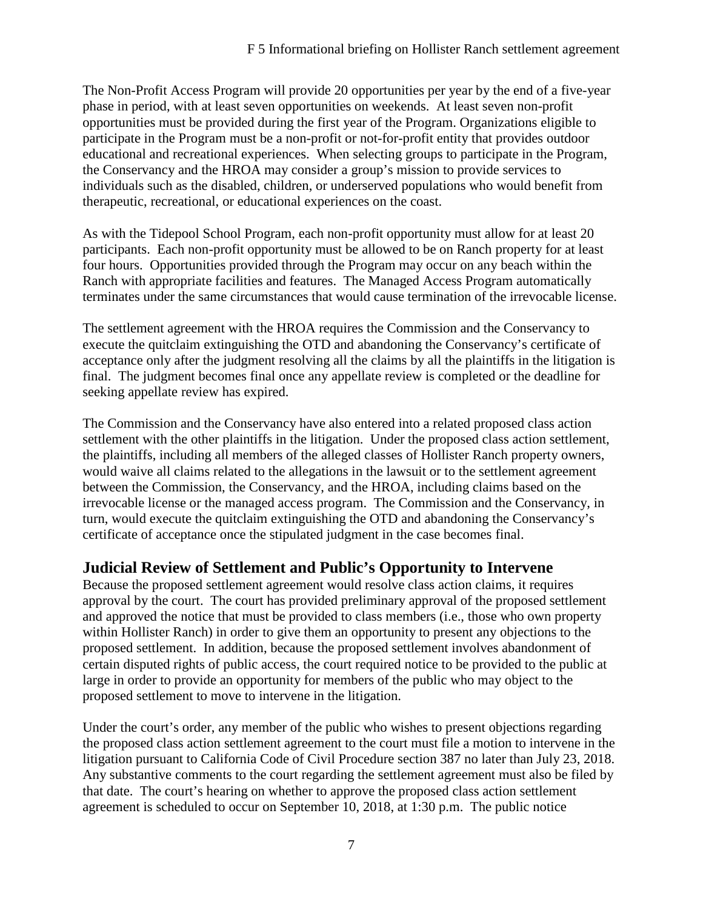The Non-Profit Access Program will provide 20 opportunities per year by the end of a five-year phase in period, with at least seven opportunities on weekends. At least seven non-profit opportunities must be provided during the first year of the Program. Organizations eligible to participate in the Program must be a non-profit or not-for-profit entity that provides outdoor educational and recreational experiences. When selecting groups to participate in the Program, the Conservancy and the HROA may consider a group's mission to provide services to individuals such as the disabled, children, or underserved populations who would benefit from therapeutic, recreational, or educational experiences on the coast.

As with the Tidepool School Program, each non-profit opportunity must allow for at least 20 participants. Each non-profit opportunity must be allowed to be on Ranch property for at least four hours. Opportunities provided through the Program may occur on any beach within the Ranch with appropriate facilities and features. The Managed Access Program automatically terminates under the same circumstances that would cause termination of the irrevocable license.

The settlement agreement with the HROA requires the Commission and the Conservancy to execute the quitclaim extinguishing the OTD and abandoning the Conservancy's certificate of acceptance only after the judgment resolving all the claims by all the plaintiffs in the litigation is final. The judgment becomes final once any appellate review is completed or the deadline for seeking appellate review has expired.

The Commission and the Conservancy have also entered into a related proposed class action settlement with the other plaintiffs in the litigation. Under the proposed class action settlement, the plaintiffs, including all members of the alleged classes of Hollister Ranch property owners, would waive all claims related to the allegations in the lawsuit or to the settlement agreement between the Commission, the Conservancy, and the HROA, including claims based on the irrevocable license or the managed access program. The Commission and the Conservancy, in turn, would execute the quitclaim extinguishing the OTD and abandoning the Conservancy's certificate of acceptance once the stipulated judgment in the case becomes final.

## Judicial Review of Settlement and Public's Opportunity to Intervene

Because the proposed settlement agreement would resolve class action claims, it requires approval by the court. The court has provided preliminary approval of the proposed settlement and approved the notice that must be provided to class members (i.e., those who own property within Hollister Ranch) in order to give them an opportunity to present any objections to the proposed settlement. In addition, because the proposed settlement involves abandonment of certain disputed rights of public access, the court required notice to be provided to the public at large in order to provide an opportunity for members of the public who may object to the proposed settlement to move to intervene in the litigation.

Under the court's order, any member of the public who wishes to present objections regarding the proposed class action settlement agreement to the court must file a motion to intervene in the litigation pursuant to California Code of Civil Procedure section 387 no later than July 23, 2018. Any substantive comments to the court regarding the settlement agreement must also be filed by that date. The court's hearing on whether to approve the proposed class action settlement agreement is scheduled to occur on September 10, 2018, at 1:30 p.m. The public notice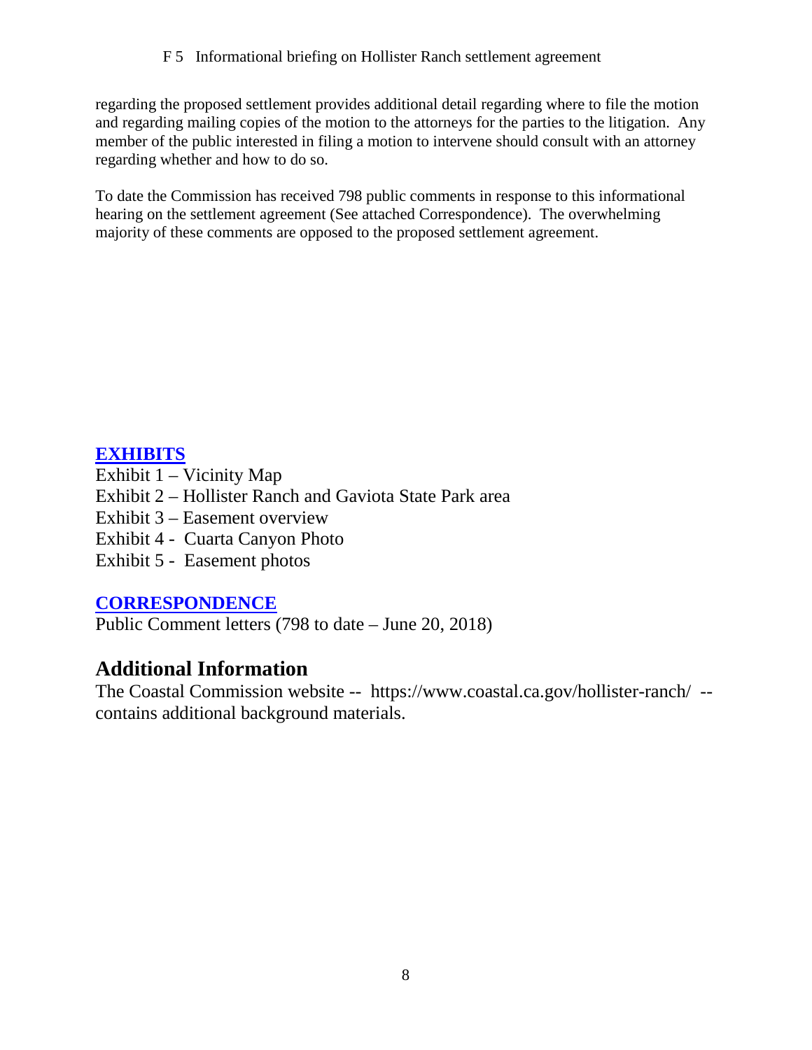regarding the proposed settlement provides additional detail regarding where to file the motion and regarding mailing copies of the motion to the attorneys for the parties to the litigation. Any member of the public interested in filing a motion to intervene should consult with an attorney regarding whether and how to do so.

To date the Commission has received 798 public comments in response to this informational hearing on the settlement agreement (See attached Correspondence). The overwhelming majority of these comments are opposed to the proposed settlement agreement.

**EXHIBITS**

Exhibit 1 – Vicinity Map
Exhibit 2 – Hollister Ranch and Gaviota State Park area
Exhibit 3 – Easement overview
Exhibit 4 - Cuarta Canyon Photo
Exhibit 5 - Easement photos

**CORRESPONDENCE**

Public Comment letters (798 to date – June 20, 2018)

## Additional Information

The Coastal Commission website -- https://www.coastal.ca.gov/hollister-ranch/ -- contains additional background materials.